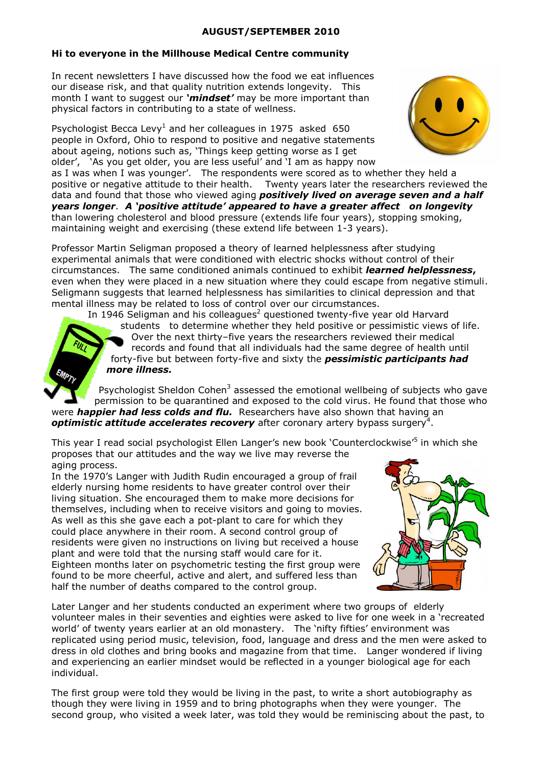**AUGUST/SEPTEMBER 2010**

**Hi to everyone in the Millhouse Medical Centre community**

In recent newsletters I have discussed how the food we eat influences our disease risk, and that quality nutrition extends longevity. This month I want to suggest our ***'mindset'*** may be more important than physical factors in contributing to a state of wellness.

Psychologist Becca Levy[1] and her colleagues in 1975 asked 650 people in Oxford, Ohio to respond to positive and negative statements about ageing, notions such as, 'Things keep getting worse as I get older', 'As you get older, you are less useful' and 'I am as happy now as I was when I was younger'. The respondents were scored as to whether they held a positive or negative attitude to their health. Twenty years later the researchers reviewed the data and found that those who viewed aging ***positively lived on average seven and a half years longer***. ***A 'positive attitude' appeared to have a greater affect on longevity*** than lowering cholesterol and blood pressure (extends life four years), stopping smoking, maintaining weight and exercising (these extend life between 1-3 years).

Professor Martin Seligman proposed a theory of learned helplessness after studying experimental animals that were conditioned with electric shocks without control of their circumstances. The same conditioned animals continued to exhibit ***learned helplessness***, even when they were placed in a new situation where they could escape from negative stimuli. Seligmann suggests that learned helplessness has similarities to clinical depression and that mental illness may be related to loss of control over our circumstances.

In 1946 Seligman and his colleagues[2] questioned twenty-five year old Harvard students to determine whether they held positive or pessimistic views of life. Over the next thirty–five years the researchers reviewed their medical records and found that all individuals had the same degree of health until forty-five but between forty-five and sixty the ***pessimistic participants had more illness.***

Psychologist Sheldon Cohen[3] assessed the emotional wellbeing of subjects who gave permission to be quarantined and exposed to the cold virus. He found that those who were ***happier had less colds and flu.*** Researchers have also shown that having an ***optimistic attitude accelerates recovery*** after coronary artery bypass surgery[4].

This year I read social psychologist Ellen Langer's new book 'Counterclockwise'[5] in which she proposes that our attitudes and the way we live may reverse the aging process.

In the 1970's Langer with Judith Rudin encouraged a group of frail elderly nursing home residents to have greater control over their living situation. She encouraged them to make more decisions for themselves, including when to receive visitors and going to movies. As well as this she gave each a pot-plant to care for which they could place anywhere in their room. A second control group of residents were given no instructions on living but received a house plant and were told that the nursing staff would care for it. Eighteen months later on psychometric testing the first group were found to be more cheerful, active and alert, and suffered less than half the number of deaths compared to the control group.

Later Langer and her students conducted an experiment where two groups of elderly volunteer males in their seventies and eighties were asked to live for one week in a 'recreated world' of twenty years earlier at an old monastery. The 'nifty fifties' environment was replicated using period music, television, food, language and dress and the men were asked to dress in old clothes and bring books and magazine from that time. Langer wondered if living and experiencing an earlier mindset would be reflected in a younger biological age for each individual.

The first group were told they would be living in the past, to write a short autobiography as though they were living in 1959 and to bring photographs when they were younger. The second group, who visited a week later, was told they would be reminiscing about the past, to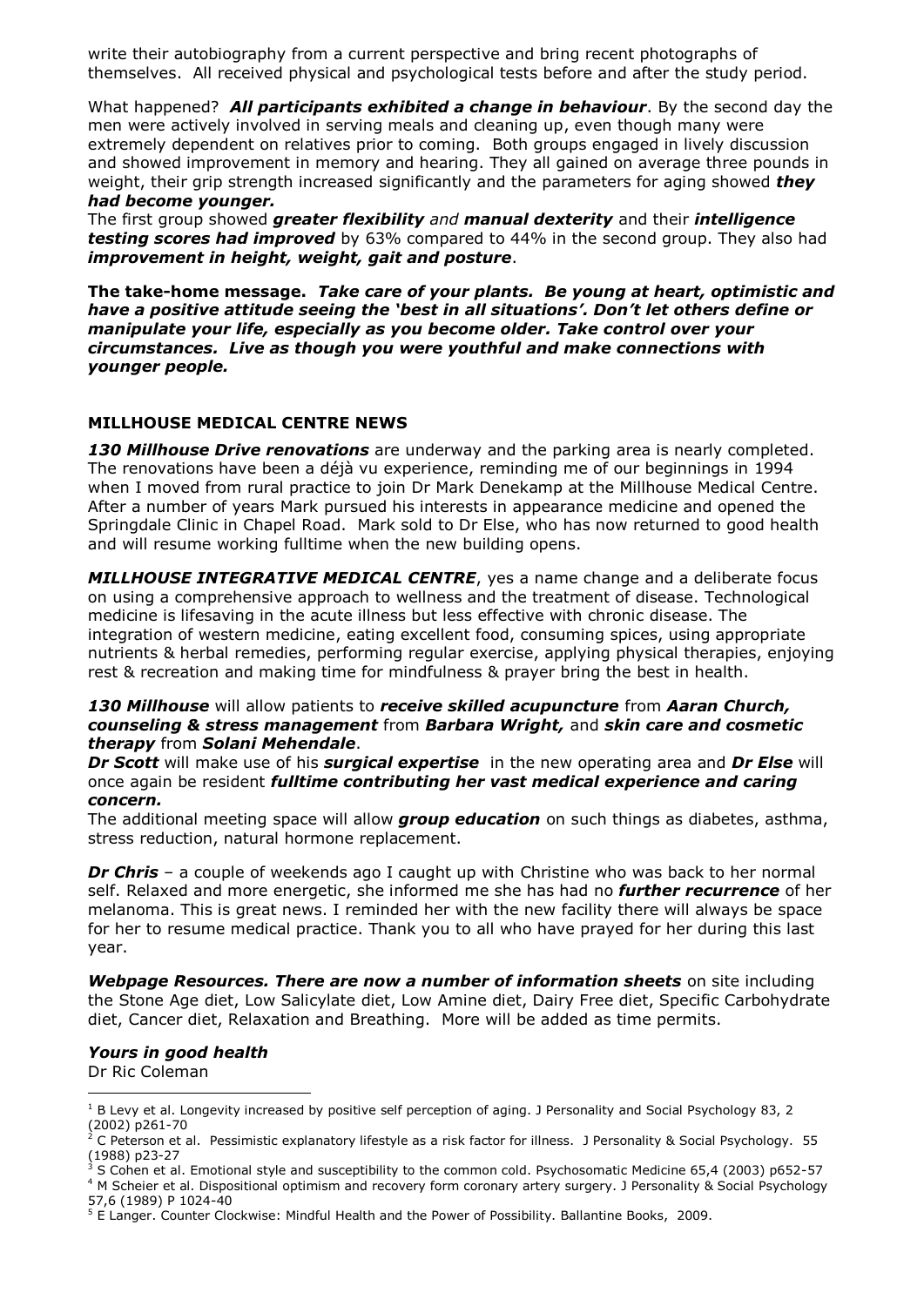write their autobiography from a current perspective and bring recent photographs of themselves. All received physical and psychological tests before and after the study period.

What happened? ***All participants exhibited a change in behaviour***. By the second day the men were actively involved in serving meals and cleaning up, even though many were extremely dependent on relatives prior to coming. Both groups engaged in lively discussion and showed improvement in memory and hearing. They all gained on average three pounds in weight, their grip strength increased significantly and the parameters for aging showed ***they had become younger.***

The first group showed ***greater flexibility*** *and* ***manual dexterity*** and their ***intelligence testing scores had improved*** by 63% compared to 44% in the second group. They also had ***improvement in height, weight, gait and posture***.

**The take-home message.** ***Take care of your plants. Be young at heart, optimistic and have a positive attitude seeing the 'best in all situations'. Don't let others define or manipulate your life, especially as you become older. Take control over your circumstances. Live as though you were youthful and make connections with younger people.***

## MILLHOUSE MEDICAL CENTRE NEWS

***130 Millhouse Drive renovations*** are underway and the parking area is nearly completed. The renovations have been a déjà vu experience, reminding me of our beginnings in 1994 when I moved from rural practice to join Dr Mark Denekamp at the Millhouse Medical Centre. After a number of years Mark pursued his interests in appearance medicine and opened the Springdale Clinic in Chapel Road. Mark sold to Dr Else, who has now returned to good health and will resume working fulltime when the new building opens.

***MILLHOUSE INTEGRATIVE MEDICAL CENTRE***, yes a name change and a deliberate focus on using a comprehensive approach to wellness and the treatment of disease. Technological medicine is lifesaving in the acute illness but less effective with chronic disease. The integration of western medicine, eating excellent food, consuming spices, using appropriate nutrients & herbal remedies, performing regular exercise, applying physical therapies, enjoying rest & recreation and making time for mindfulness & prayer bring the best in health.

***130 Millhouse*** will allow patients to ***receive skilled acupuncture*** from ***Aaran Church, counseling & stress management*** from ***Barbara Wright,*** and ***skin care and cosmetic therapy*** from ***Solani Mehendale***.

***Dr Scott*** will make use of his ***surgical expertise*** in the new operating area and ***Dr Else*** will once again be resident ***fulltime contributing her vast medical experience and caring concern.***

The additional meeting space will allow ***group education*** on such things as diabetes, asthma, stress reduction, natural hormone replacement.

***Dr Chris*** – a couple of weekends ago I caught up with Christine who was back to her normal self. Relaxed and more energetic, she informed me she has had no ***further recurrence*** of her melanoma. This is great news. I reminded her with the new facility there will always be space for her to resume medical practice. Thank you to all who have prayed for her during this last year.

***Webpage Resources. There are now a number of information sheets*** on site including the Stone Age diet, Low Salicylate diet, Low Amine diet, Dairy Free diet, Specific Carbohydrate diet, Cancer diet, Relaxation and Breathing. More will be added as time permits.

***Yours in good health***
Dr Ric Coleman

---

[1] B Levy et al. Longevity increased by positive self perception of aging. J Personality and Social Psychology 83, 2 (2002) p261-70

[2] C Peterson et al. Pessimistic explanatory lifestyle as a risk factor for illness. J Personality & Social Psychology. 55 (1988) p23-27

[3] S Cohen et al. Emotional style and susceptibility to the common cold. Psychosomatic Medicine 65,4 (2003) p652-57

[4] M Scheier et al. Dispositional optimism and recovery form coronary artery surgery. J Personality & Social Psychology 57,6 (1989) P 1024-40

[5] E Langer. Counter Clockwise: Mindful Health and the Power of Possibility. Ballantine Books, 2009.